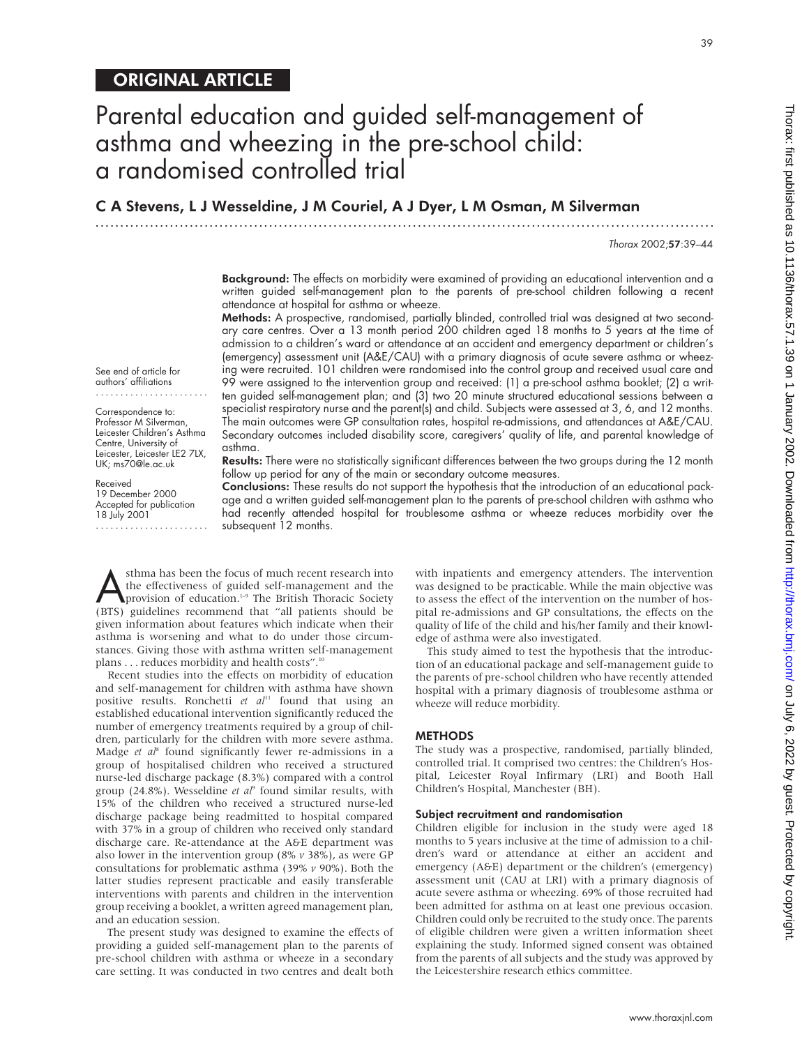ORIGINAL ARTICLE

# Parental education and guided self-management of asthma and wheezing in the pre-school child: a randomised controlled trial

**C A Stevens, L J Wesseldine, J M Couriel, A J Dyer, L M Osman, M Silverman**

See end of article for authors' affiliations

Correspondence to: Professor M Silverman, Leicester Children's Asthma Centre, University of Leicester, Leicester LE2 7LX, UK; ms70@le.ac.uk

Received 19 December 2000
Accepted for publication 18 July 2001

**Background:** The effects on morbidity were examined of providing an educational intervention and a written guided self-management plan to the parents of pre-school children following a recent attendance at hospital for asthma or wheeze.

**Methods:** A prospective, randomised, partially blinded, controlled trial was designed at two secondary care centres. Over a 13 month period 200 children aged 18 months to 5 years at the time of admission to a children's ward or attendance at an accident and emergency department or children's (emergency) assessment unit (A&E/CAU) with a primary diagnosis of acute severe asthma or wheezing were recruited. 101 children were randomised into the control group and received usual care and 99 were assigned to the intervention group and received: (1) a pre-school asthma booklet; (2) a written guided self-management plan; and (3) two 20 minute structured educational sessions between a specialist respiratory nurse and the parent(s) and child. Subjects were assessed at 3, 6, and 12 months. The main outcomes were GP consultation rates, hospital re-admissions, and attendances at A&E/CAU. Secondary outcomes included disability score, caregivers' quality of life, and parental knowledge of asthma.

**Results:** There were no statistically significant differences between the two groups during the 12 month follow up period for any of the main or secondary outcome measures.

**Conclusions:** These results do not support the hypothesis that the introduction of an educational package and a written guided self-management plan to the parents of pre-school children with asthma who had recently attended hospital for troublesome asthma or wheeze reduces morbidity over the subsequent 12 months.

Asthma has been the focus of much recent research into the effectiveness of guided self-management and the provision of education.[1–9] The British Thoracic Society (BTS) guidelines recommend that "all patients should be given information about features which indicate when their asthma is worsening and what to do under those circumstances. Giving those with asthma written self-management plans . . . reduces morbidity and health costs".[10]

Recent studies into the effects on morbidity of education and self-management for children with asthma have shown positive results. Ronchetti *et al*[11] found that using an established educational intervention significantly reduced the number of emergency treatments required by a group of children, particularly for the children with more severe asthma. Madge *et al*[8] found significantly fewer re-admissions in a group of hospitalised children who received a structured nurse-led discharge package (8.3%) compared with a control group (24.8%). Wesseldine *et al*[9] found similar results, with 15% of the children who received a structured nurse-led discharge package being readmitted to hospital compared with 37% in a group of children who received only standard discharge care. Re-attendance at the A&E department was also lower in the intervention group (8% *v* 38%), as were GP consultations for problematic asthma (39% *v* 90%). Both the latter studies represent practicable and easily transferable interventions with parents and children in the intervention group receiving a booklet, a written agreed management plan, and an education session.

The present study was designed to examine the effects of providing a guided self-management plan to the parents of pre-school children with asthma or wheeze in a secondary care setting. It was conducted in two centres and dealt both with inpatients and emergency attenders. The intervention was designed to be practicable. While the main objective was to assess the effect of the intervention on the number of hospital re-admissions and GP consultations, the effects on the quality of life of the child and his/her family and their knowledge of asthma were also investigated.

This study aimed to test the hypothesis that the introduction of an educational package and self-management guide to the parents of pre-school children who have recently attended hospital with a primary diagnosis of troublesome asthma or wheeze will reduce morbidity.

## METHODS

The study was a prospective, randomised, partially blinded, controlled trial. It comprised two centres: the Children's Hospital, Leicester Royal Infirmary (LRI) and Booth Hall Children's Hospital, Manchester (BH).

### Subject recruitment and randomisation

Children eligible for inclusion in the study were aged 18 months to 5 years inclusive at the time of admission to a children's ward or attendance at either an accident and emergency (A&E) department or the children's (emergency) assessment unit (CAU at LRI) with a primary diagnosis of acute severe asthma or wheezing. 69% of those recruited had been admitted for asthma on at least one previous occasion. Children could only be recruited to the study once. The parents of eligible children were given a written information sheet explaining the study. Informed signed consent was obtained from the parents of all subjects and the study was approved by the Leicestershire research ethics committee.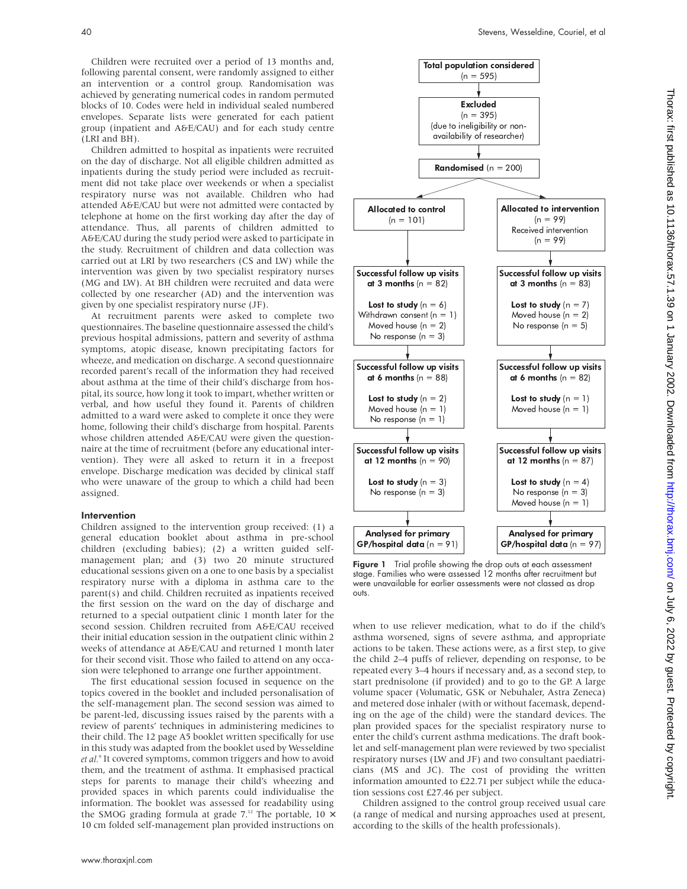Children were recruited over a period of 13 months and, following parental consent, were randomly assigned to either an intervention or a control group. Randomisation was achieved by generating numerical codes in random permuted blocks of 10. Codes were held in individual sealed numbered envelopes. Separate lists were generated for each patient group (inpatient and A&E/CAU) and for each study centre (LRI and BH).

Children admitted to hospital as inpatients were recruited on the day of discharge. Not all eligible children admitted as inpatients during the study period were included as recruitment did not take place over weekends or when a specialist respiratory nurse was not available. Children who had attended A&E/CAU but were not admitted were contacted by telephone at home on the first working day after the day of attendance. Thus, all parents of children admitted to A&E/CAU during the study period were asked to participate in the study. Recruitment of children and data collection was carried out at LRI by two researchers (CS and LW) while the intervention was given by two specialist respiratory nurses (MG and LW). At BH children were recruited and data were collected by one researcher (AD) and the intervention was given by one specialist respiratory nurse (JF).

At recruitment parents were asked to complete two questionnaires. The baseline questionnaire assessed the child's previous hospital admissions, pattern and severity of asthma symptoms, atopic disease, known precipitating factors for wheeze, and medication on discharge. A second questionnaire recorded parent's recall of the information they had received about asthma at the time of their child's discharge from hospital, its source, how long it took to impart, whether written or verbal, and how useful they found it. Parents of children admitted to a ward were asked to complete it once they were home, following their child's discharge from hospital. Parents whose children attended A&E/CAU were given the questionnaire at the time of recruitment (before any educational intervention). They were all asked to return it in a freepost envelope. Discharge medication was decided by clinical staff who were unaware of the group to which a child had been assigned.

### Intervention

Children assigned to the intervention group received: (1) a general education booklet about asthma in pre-school children (excluding babies); (2) a written guided self-management plan; and (3) two 20 minute structured educational sessions given on a one to one basis by a specialist respiratory nurse with a diploma in asthma care to the parent(s) and child. Children recruited as inpatients received the first session on the ward on the day of discharge and returned to a special outpatient clinic 1 month later for the second session. Children recruited from A&E/CAU received their initial education session in the outpatient clinic within 2 weeks of attendance at A&E/CAU and returned 1 month later for their second visit. Those who failed to attend on any occasion were telephoned to arrange one further appointment.

The first educational session focused in sequence on the topics covered in the booklet and included personalisation of the self-management plan. The second session was aimed to be parent-led, discussing issues raised by the parents with a review of parents' techniques in administering medicines to their child. The 12 page A5 booklet written specifically for use in this study was adapted from the booklet used by Wesseldine *et al.*[9] It covered symptoms, common triggers and how to avoid them, and the treatment of asthma. It emphasised practical steps for parents to manage their child's wheezing and provided spaces in which parents could individualise the information. The booklet was assessed for readability using the SMOG grading formula at grade 7.[12] The portable, 10 × 10 cm folded self-management plan provided instructions on when to use reliever medication, what to do if the child's asthma worsened, signs of severe asthma, and appropriate actions to be taken. These actions were, as a first step, to give the child 2–4 puffs of reliever, depending on response, to be repeated every 3–4 hours if necessary and, as a second step, to start prednisolone (if provided) and to go to the GP. A large volume spacer (Volumatic, GSK or Nebuhaler, Astra Zeneca) and metered dose inhaler (with or without facemask, depending on the age of the child) were the standard devices. The plan provided spaces for the specialist respiratory nurse to enter the child's current asthma medications. The draft booklet and self-management plan were reviewed by two specialist respiratory nurses (LW and JF) and two consultant paediatricians (MS and JC). The cost of providing the written information amounted to £22.71 per subject while the education sessions cost £27.46 per subject.

Children assigned to the control group received usual care (a range of medical and nursing approaches used at present, according to the skills of the health professionals).

**Total population considered** (n = 595)

**Excluded** (n = 395) (due to ineligibility or non-availability of researcher)

**Randomised** (n = 200)

| Allocated to control (n = 101) | Allocated to intervention (n = 99) Received intervention (n = 99) |
|---|---|
| **Successful follow up visits at 3 months** (n = 82) **Lost to study** (n = 6) Withdrawn consent (n = 1) Moved house (n = 2) No response (n = 3) | **Successful follow up visits at 3 months** (n = 83) **Lost to study** (n = 7) Moved house (n = 2) No response (n = 5) |
| **Successful follow up visits at 6 months** (n = 88) **Lost to study** (n = 2) Moved house (n = 1) No response (n = 1) | **Successful follow up visits at 6 months** (n = 82) **Lost to study** (n = 1) Moved house (n = 1) |
| **Successful follow up visits at 12 months** (n = 90) **Lost to study** (n = 3) No response (n = 3) | **Successful follow up visits at 12 months** (n = 87) **Lost to study** (n = 4) No response (n = 3) Moved house (n = 1) |
| **Analysed for primary GP/hospital data** (n = 91) | **Analysed for primary GP/hospital data** (n = 97) |

**Figure 1** Trial profile showing the drop outs at each assessment stage. Families who were assessed 12 months after recruitment but were unavailable for earlier assessments were not classed as drop outs.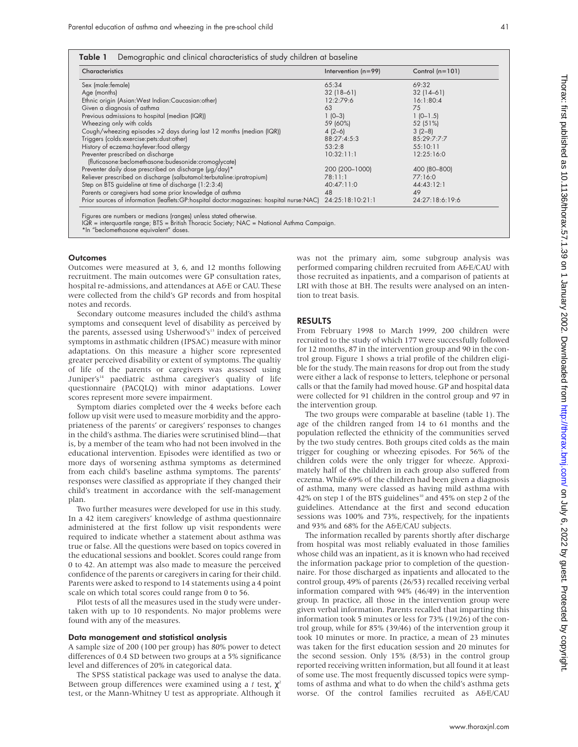**Table 1** Demographic and clinical characteristics of study children at baseline

| Characteristics | Intervention (n=99) | Control (n=101) |
|---|---|---|
| Sex (male:female) | 65:34 | 69:32 |
| Age (months) | 32 (18–61) | 32 (14–61) |
| Ethnic origin (Asian:West Indian:Caucasian:other) | 12:2:79:6 | 16:1:80:4 |
| Given a diagnosis of asthma | 63 | 75 |
| Previous admissions to hospital (median (IQR)) | 1 (0–3) | 1 (0–1.5) |
| Wheezing only with colds | 59 (60%) | 52 (51%) |
| Cough/wheezing episodes >2 days during last 12 months (median (IQR)) | 4 (2–6) | 3 (2–8) |
| Triggers (colds:exercise:pets:dust:other) | 88:27:4:5:3 | 85:29:7:7:7 |
| History of eczema:hayfever:food allergy | 53:2:8 | 55:10:11 |
| Preventer prescribed on discharge (fluticasone:beclomethasone:budesonide:cromoglycate) | 10:32:11:1 | 12:25:16:0 |
| Preventer daily dose prescribed on discharge (µg/day)* | 200 (200–1000) | 400 (80–800) |
| Reliever prescribed on discharge (salbutamol:terbutaline:ipratropium) | 78:11:1 | 77:16:0 |
| Step on BTS guideline at time of discharge (1:2:3:4) | 40:47:11:0 | 44:43:12:1 |
| Parents or caregivers had some prior knowledge of asthma | 48 | 49 |
| Prior sources of information (leaflets:GP:hospital doctor:magazines: hospital nurse:NAC) | 24:25:18:10:21:1 | 24:27:18:6:19:6 |

Figures are numbers or medians (ranges) unless stated otherwise.
IQR = interquartile range; BTS = British Thoracic Society; NAC = National Asthma Campaign.
*In "beclomethasone equivalent" doses.

#### Outcomes

Outcomes were measured at 3, 6, and 12 months following recruitment. The main outcomes were GP consultation rates, hospital re-admissions, and attendances at A&E or CAU. These were collected from the child's GP records and from hospital notes and records.

Secondary outcome measures included the child's asthma symptoms and consequent level of disability as perceived by the parents, assessed using Usherwood's[13] index of perceived symptoms in asthmatic children (IPSAC) measure with minor adaptations. On this measure a higher score represented greater perceived disability or extent of symptoms. The qualtiy of life of the parents or caregivers was assessed using Juniper's[14] paediatric asthma caregiver's quality of life questionnaire (PACQLQ) with minor adaptations. Lower scores represent more severe impairment.

Symptom diaries completed over the 4 weeks before each follow up visit were used to measure morbidity and the appropriateness of the parents' or caregivers' responses to changes in the child's asthma. The diaries were scrutinised blind—that is, by a member of the team who had not been involved in the educational intervention. Episodes were identified as two or more days of worsening asthma symptoms as determined from each child's baseline asthma symptoms. The parents' responses were classified as appropriate if they changed their child's treatment in accordance with the self-management plan.

Two further measures were developed for use in this study. In a 42 item caregivers' knowledge of asthma questionnaire administered at the first follow up visit respondents were required to indicate whether a statement about asthma was true or false. All the questions were based on topics covered in the educational sessions and booklet. Scores could range from 0 to 42. An attempt was also made to measure the perceived confidence of the parents or caregivers in caring for their child. Parents were asked to respond to 14 statements using a 4 point scale on which total scores could range from 0 to 56.

Pilot tests of all the measures used in the study were undertaken with up to 10 respondents. No major problems were found with any of the measures.

#### Data management and statistical analysis

A sample size of 200 (100 per group) has 80% power to detect differences of 0.4 SD between two groups at a 5% significance level and differences of 20% in categorical data.

The SPSS statistical package was used to analyse the data. Between group differences were examined using a $t$ test, $\chi^2$ test, or the Mann-Whitney U test as appropriate. Although it was not the primary aim, some subgroup analysis was performed comparing children recruited from A&E/CAU with those recruited as inpatients, and a comparison of patients at LRI with those at BH. The results were analysed on an intention to treat basis.

## RESULTS

From February 1998 to March 1999, 200 children were recruited to the study of which 177 were successfully followed for 12 months, 87 in the intervention group and 90 in the control group. Figure 1 shows a trial profile of the children eligible for the study. The main reasons for drop out from the study were either a lack of response to letters, telephone or personal calls or that the family had moved house. GP and hospital data were collected for 91 children in the control group and 97 in the intervention group.

The two groups were comparable at baseline (table 1). The age of the children ranged from 14 to 61 months and the population reflected the ethnicity of the communities served by the two study centres. Both groups cited colds as the main trigger for coughing or wheezing episodes. For 56% of the children colds were the only trigger for wheeze. Approximately half of the children in each group also suffered from eczema. While 69% of the children had been given a diagnosis of asthma, many were classed as having mild asthma with 42% on step 1 of the BTS guidelines[10] and 45% on step 2 of the guidelines. Attendance at the first and second education sessions was 100% and 73%, respectively, for the inpatients and 93% and 68% for the A&E/CAU subjects.

The information recalled by parents shortly after discharge from hospital was most reliably evaluated in those families whose child was an inpatient, as it is known who had received the information package prior to completion of the questionnaire. For those discharged as inpatients and allocated to the control group, 49% of parents (26/53) recalled receiving verbal information compared with 94% (46/49) in the intervention group. In practice, all those in the intervention group were given verbal information. Parents recalled that imparting this information took 5 minutes or less for 73% (19/26) of the control group, while for 85% (39/46) of the intervention group it took 10 minutes or more. In practice, a mean of 23 minutes was taken for the first education session and 20 minutes for the second session. Only 15% (8/53) in the control group reported receiving written information, but all found it at least of some use. The most frequently discussed topics were symptoms of asthma and what to do when the child's asthma gets worse. Of the control families recruited as A&E/CAU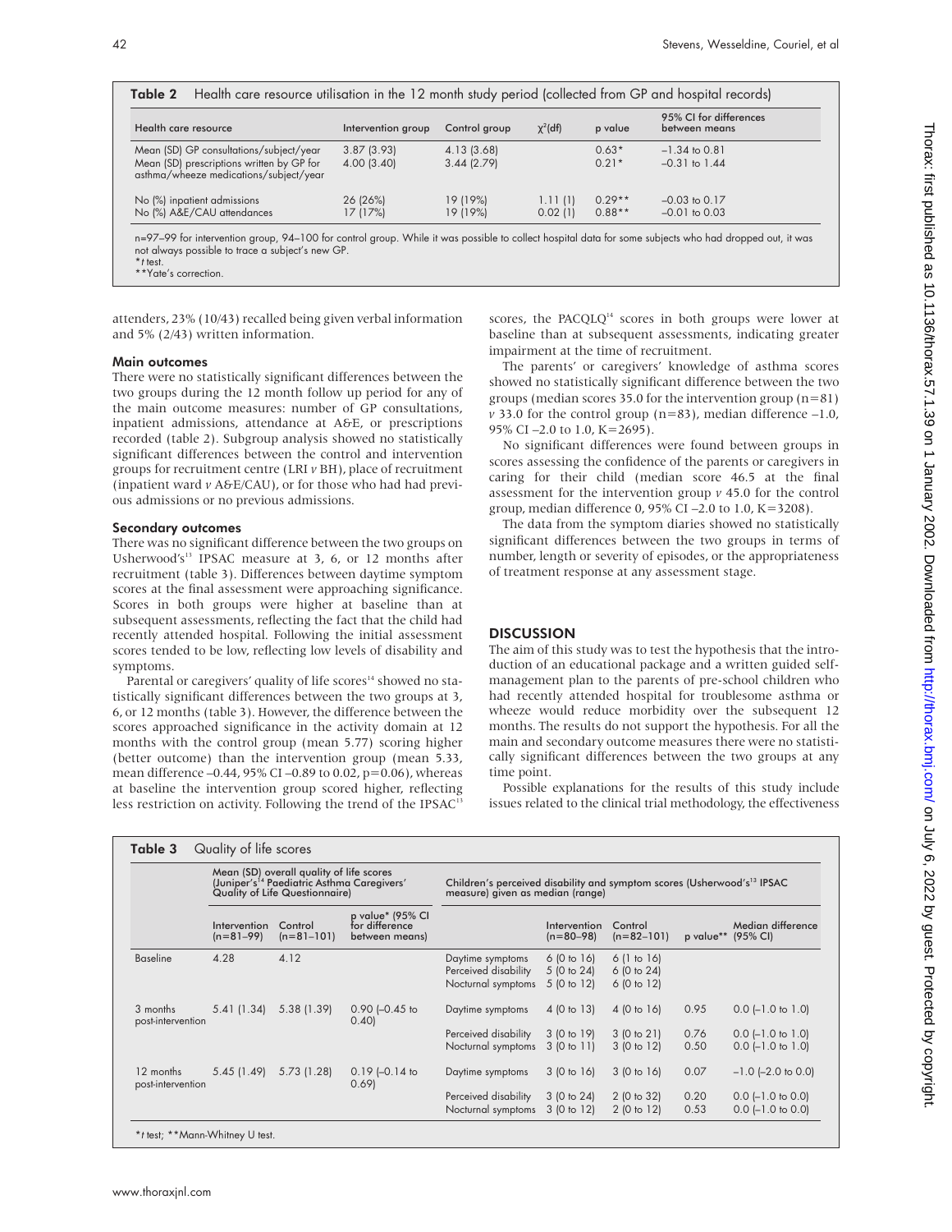**Table 2** Health care resource utilisation in the 12 month study period (collected from GP and hospital records)

| Health care resource | Intervention group | Control group | $\chi^2$(df) | p value | 95% CI for differences between means |
|---|---|---|---|---|---|
| Mean (SD) GP consultations/subject/year | 3.87 (3.93) | 4.13 (3.68) | | 0.63* | –1.34 to 0.81 |
| Mean (SD) prescriptions written by GP for asthma/wheeze medications/subject/year | 4.00 (3.40) | 3.44 (2.79) | | 0.21* | –0.31 to 1.44 |
| No (%) inpatient admissions | 26 (26%) | 19 (19%) | 1.11 (1) | 0.29** | –0.03 to 0.17 |
| No (%) A&E/CAU attendances | 17 (17%) | 19 (19%) | 0.02 (1) | 0.88** | –0.01 to 0.03 |

n=97–99 for intervention group, 94–100 for control group. While it was possible to collect hospital data for some subjects who had dropped out, it was not always possible to trace a subject's new GP.
**t* test.
**Yate's correction.

attenders, 23% (10/43) recalled being given verbal information and 5% (2/43) written information.

### Main outcomes

There were no statistically significant differences between the two groups during the 12 month follow up period for any of the main outcome measures: number of GP consultations, inpatient admissions, attendance at A&E, or prescriptions recorded (table 2). Subgroup analysis showed no statistically significant differences between the control and intervention groups for recruitment centre (LRI *v* BH), place of recruitment (inpatient ward *v* A&E/CAU), or for those who had had previous admissions or no previous admissions.

### Secondary outcomes

There was no significant difference between the two groups on Usherwood's[13] IPSAC measure at 3, 6, or 12 months after recruitment (table 3). Differences between daytime symptom scores at the final assessment were approaching significance. Scores in both groups were higher at baseline than at subsequent assessments, reflecting the fact that the child had recently attended hospital. Following the initial assessment scores tended to be low, reflecting low levels of disability and symptoms.

Parental or caregivers' quality of life scores[14] showed no statistically significant differences between the two groups at 3, 6, or 12 months (table 3). However, the difference between the scores approached significance in the activity domain at 12 months with the control group (mean 5.77) scoring higher (better outcome) than the intervention group (mean 5.33, mean difference –0.44, 95% CI –0.89 to 0.02, p=0.06), whereas at baseline the intervention group scored higher, reflecting less restriction on activity. Following the trend of the IPSAC[13] scores, the PACQLQ[14] scores in both groups were lower at baseline than at subsequent assessments, indicating greater impairment at the time of recruitment.

The parents' or caregivers' knowledge of asthma scores showed no statistically significant difference between the two groups (median scores 35.0 for the intervention group (n=81) *v* 33.0 for the control group (n=83), median difference –1.0, 95% CI –2.0 to 1.0, K=2695).

No significant differences were found between groups in scores assessing the confidence of the parents or caregivers in caring for their child (median score 46.5 at the final assessment for the intervention group *v* 45.0 for the control group, median difference 0, 95% CI –2.0 to 1.0, K=3208).

The data from the symptom diaries showed no statistically significant differences between the two groups in terms of number, length or severity of episodes, or the appropriateness of treatment response at any assessment stage.

## DISCUSSION

The aim of this study was to test the hypothesis that the introduction of an educational package and a written guided self-management plan to the parents of pre-school children who had recently attended hospital for troublesome asthma or wheeze would reduce morbidity over the subsequent 12 months. The results do not support the hypothesis. For all the main and secondary outcome measures there were no statistically significant differences between the two groups at any time point.

Possible explanations for the results of this study include issues related to the clinical trial methodology, the effectiveness

**Table 3** Quality of life scores

| | Mean (SD) overall quality of life scores (Juniper's[14] Paediatric Asthma Caregivers' Quality of Life Questionnaire) | | | Children's perceived disability and symptom scores (Usherwood's[13] IPSAC measure) given as median (range) | | | | |
|---|---|---|---|---|---|---|---|---|
| | Intervention (n=81–99) | Control (n=81–101) | p value* (95% CI for difference between means) | | Intervention (n=80–98) | Control (n=82–101) | p value** | Median difference (95% CI) |
| Baseline | 4.28 | 4.12 | | Daytime symptoms | 6 (0 to 16) | 6 (1 to 16) | | |
| | | | | Perceived disability | 5 (0 to 24) | 6 (0 to 24) | | |
| | | | | Nocturnal symptoms | 5 (0 to 12) | 6 (0 to 12) | | |
| 3 months post-intervention | 5.41 (1.34) | 5.38 (1.39) | 0.90 (–0.45 to 0.40) | Daytime symptoms | 4 (0 to 13) | 4 (0 to 16) | 0.95 | 0.0 (–1.0 to 1.0) |
| | | | | Perceived disability | 3 (0 to 19) | 3 (0 to 21) | 0.76 | 0.0 (–1.0 to 1.0) |
| | | | | Nocturnal symptoms | 3 (0 to 11) | 3 (0 to 12) | 0.50 | 0.0 (–1.0 to 1.0) |
| 12 months post-intervention | 5.45 (1.49) | 5.73 (1.28) | 0.19 (–0.14 to 0.69) | Daytime symptoms | 3 (0 to 16) | 3 (0 to 16) | 0.07 | –1.0 (–2.0 to 0.0) |
| | | | | Perceived disability | 3 (0 to 24) | 2 (0 to 32) | 0.20 | 0.0 (–1.0 to 0.0) |
| | | | | Nocturnal symptoms | 3 (0 to 12) | 2 (0 to 12) | 0.53 | 0.0 (–1.0 to 0.0) |

**t* test; **Mann-Whitney U test.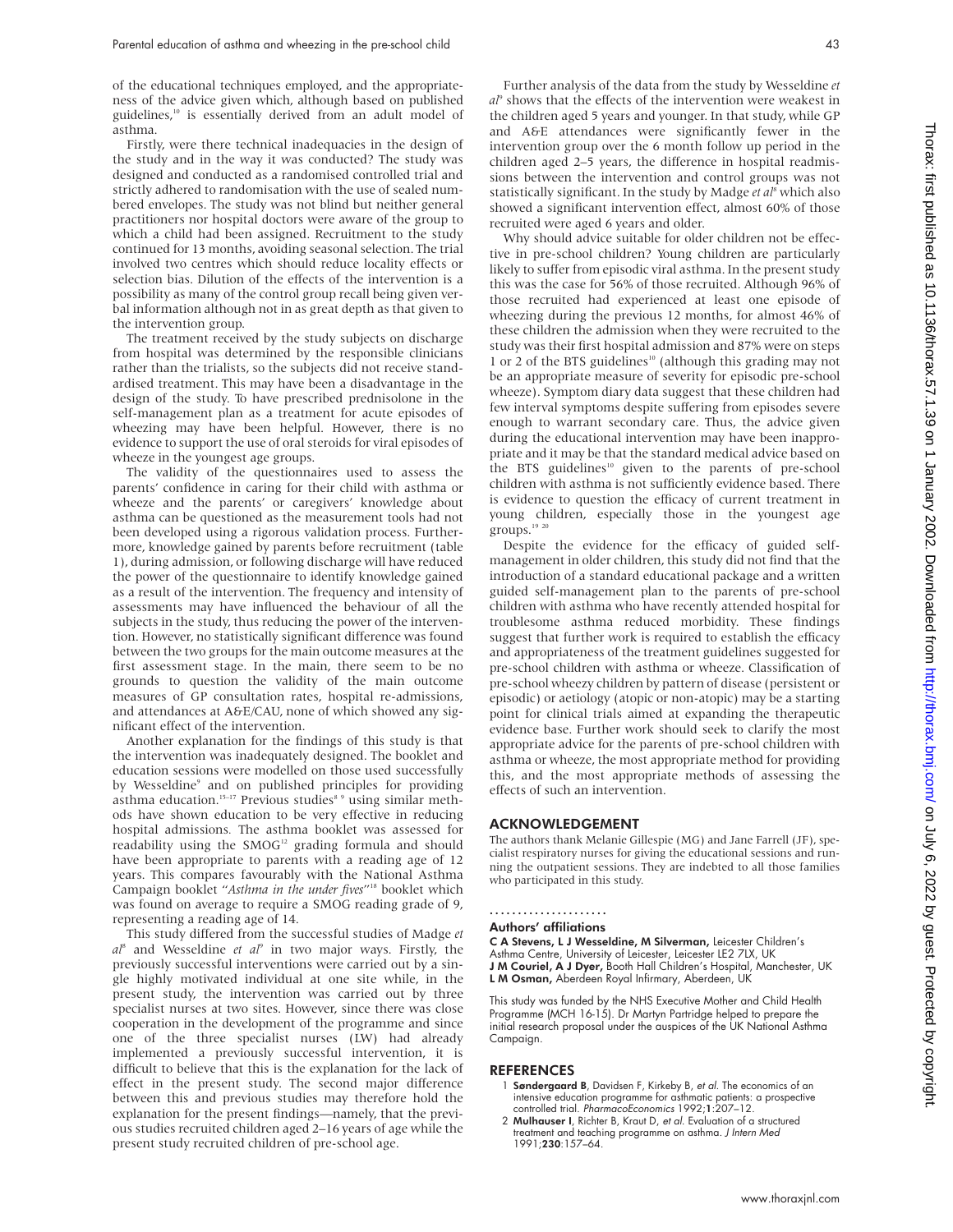of the educational techniques employed, and the appropriateness of the advice given which, although based on published guidelines,[10] is essentially derived from an adult model of asthma.

Firstly, were there technical inadequacies in the design of the study and in the way it was conducted? The study was designed and conducted as a randomised controlled trial and strictly adhered to randomisation with the use of sealed numbered envelopes. The study was not blind but neither general practitioners nor hospital doctors were aware of the group to which a child had been assigned. Recruitment to the study continued for 13 months, avoiding seasonal selection. The trial involved two centres which should reduce locality effects or selection bias. Dilution of the effects of the intervention is a possibility as many of the control group recall being given verbal information although not in as great depth as that given to the intervention group.

The treatment received by the study subjects on discharge from hospital was determined by the responsible clinicians rather than the trialists, so the subjects did not receive standardised treatment. This may have been a disadvantage in the design of the study. To have prescribed prednisolone in the self-management plan as a treatment for acute episodes of wheezing may have been helpful. However, there is no evidence to support the use of oral steroids for viral episodes of wheeze in the youngest age groups.

The validity of the questionnaires used to assess the parents' confidence in caring for their child with asthma or wheeze and the parents' or caregivers' knowledge about asthma can be questioned as the measurement tools had not been developed using a rigorous validation process. Furthermore, knowledge gained by parents before recruitment (table 1), during admission, or following discharge will have reduced the power of the questionnaire to identify knowledge gained as a result of the intervention. The frequency and intensity of assessments may have influenced the behaviour of all the subjects in the study, thus reducing the power of the intervention. However, no statistically significant difference was found between the two groups for the main outcome measures at the first assessment stage. In the main, there seem to be no grounds to question the validity of the main outcome measures of GP consultation rates, hospital re-admissions, and attendances at A&E/CAU, none of which showed any significant effect of the intervention.

Another explanation for the findings of this study is that the intervention was inadequately designed. The booklet and education sessions were modelled on those used successfully by Wesseldine[9] and on published principles for providing asthma education.[15–17] Previous studies[8 9] using similar methods have shown education to be very effective in reducing hospital admissions. The asthma booklet was assessed for readability using the SMOG[12] grading formula and should have been appropriate to parents with a reading age of 12 years. This compares favourably with the National Asthma Campaign booklet "*Asthma in the under fives*"[18] booklet which was found on average to require a SMOG reading grade of 9, representing a reading age of 14.

This study differed from the successful studies of Madge *et al*[8] and Wesseldine *et al*[9] in two major ways. Firstly, the previously successful interventions were carried out by a single highly motivated individual at one site while, in the present study, the intervention was carried out by three specialist nurses at two sites. However, since there was close cooperation in the development of the programme and since one of the three specialist nurses (LW) had already implemented a previously successful intervention, it is difficult to believe that this is the explanation for the lack of effect in the present study. The second major difference between this and previous studies may therefore hold the explanation for the present findings—namely, that the previous studies recruited children aged 2–16 years of age while the present study recruited children of pre-school age.

Further analysis of the data from the study by Wesseldine *et al*[9] shows that the effects of the intervention were weakest in the children aged 5 years and younger. In that study, while GP and A&E attendances were significantly fewer in the intervention group over the 6 month follow up period in the children aged 2–5 years, the difference in hospital readmissions between the intervention and control groups was not statistically significant. In the study by Madge *et al*[8] which also showed a significant intervention effect, almost 60% of those recruited were aged 6 years and older.

Why should advice suitable for older children not be effective in pre-school children? Young children are particularly likely to suffer from episodic viral asthma. In the present study this was the case for 56% of those recruited. Although 96% of those recruited had experienced at least one episode of wheezing during the previous 12 months, for almost 46% of these children the admission when they were recruited to the study was their first hospital admission and 87% were on steps 1 or 2 of the BTS guidelines[10] (although this grading may not be an appropriate measure of severity for episodic pre-school wheeze). Symptom diary data suggest that these children had few interval symptoms despite suffering from episodes severe enough to warrant secondary care. Thus, the advice given during the educational intervention may have been inappropriate and it may be that the standard medical advice based on the BTS guidelines[10] given to the parents of pre-school children with asthma is not sufficiently evidence based. There is evidence to question the efficacy of current treatment in young children, especially those in the youngest age groups.[19 20]

Despite the evidence for the efficacy of guided self-management in older children, this study did not find that the introduction of a standard educational package and a written guided self-management plan to the parents of pre-school children with asthma who have recently attended hospital for troublesome asthma reduced morbidity. These findings suggest that further work is required to establish the efficacy and appropriateness of the treatment guidelines suggested for pre-school children with asthma or wheeze. Classification of pre-school wheezy children by pattern of disease (persistent or episodic) or aetiology (atopic or non-atopic) may be a starting point for clinical trials aimed at expanding the therapeutic evidence base. Further work should seek to clarify the most appropriate advice for the parents of pre-school children with asthma or wheeze, the most appropriate method for providing this, and the most appropriate methods of assessing the effects of such an intervention.

## ACKNOWLEDGEMENT

The authors thank Melanie Gillespie (MG) and Jane Farrell (JF), specialist respiratory nurses for giving the educational sessions and running the outpatient sessions. They are indebted to all those families who participated in this study.

### Authors' affiliations

**C A Stevens, L J Wesseldine, M Silverman,** Leicester Children's Asthma Centre, University of Leicester, Leicester LE2 7LX, UK
**J M Couriel, A J Dyer,** Booth Hall Children's Hospital, Manchester, UK
**L M Osman,** Aberdeen Royal Infirmary, Aberdeen, UK

This study was funded by the NHS Executive Mother and Child Health Programme (MCH 16-15). Dr Martyn Partridge helped to prepare the initial research proposal under the auspices of the UK National Asthma Campaign.

## REFERENCES

1. **Søndergaard B**, Davidsen F, Kirkeby B, *et al*. The economics of an intensive education programme for asthmatic patients: a prospective controlled trial. *PharmacoEconomics* 1992;**1**:207–12.
2. **Mulhauser I**, Richter B, Kraut D, *et al*. Evaluation of a structured treatment and teaching programme on asthma. *J Intern Med* 1991;**230**:157–64.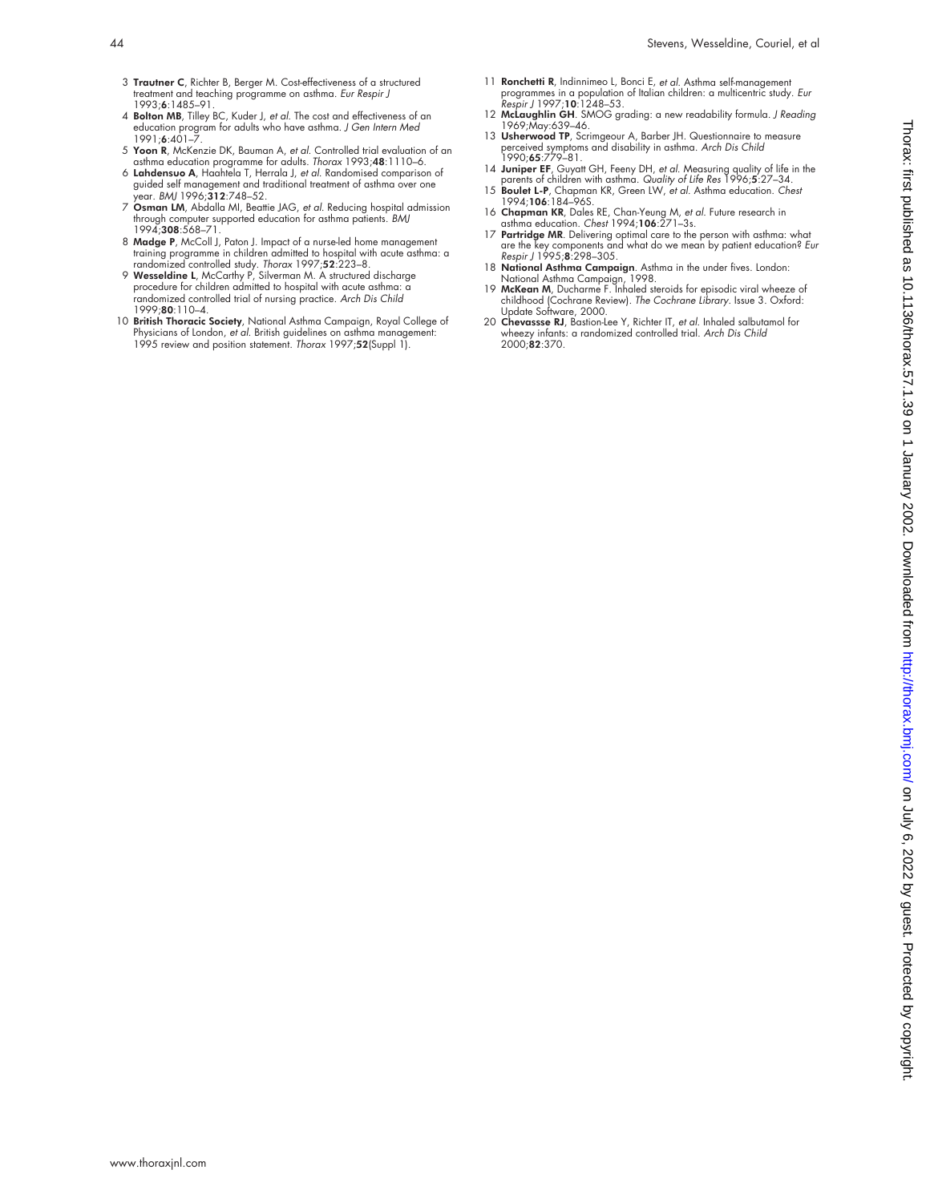3 **Trautner C**, Richter B, Berger M. Cost-effectiveness of a structured treatment and teaching programme on asthma. *Eur Respir J* 1993;**6**:1485–91.

4 **Bolton MB**, Tilley BC, Kuder J, *et al*. The cost and effectiveness of an education program for adults who have asthma. *J Gen Intern Med* 1991;**6**:401–7.

5 **Yoon R**, McKenzie DK, Bauman A, *et al*. Controlled trial evaluation of an asthma education programme for adults. *Thorax* 1993;**48**:1110–6.

6 **Lahdensuo A**, Haahtela T, Herrala J, *et al*. Randomised comparison of guided self management and traditional treatment of asthma over one year. *BMJ* 1996;**312**:748–52.

7 **Osman LM**, Abdalla MI, Beattie JAG, *et al*. Reducing hospital admission through computer supported education for asthma patients. *BMJ* 1994;**308**:568–71.

8 **Madge P**, McColl J, Paton J. Impact of a nurse-led home management training programme in children admitted to hospital with acute asthma: a randomized controlled study. *Thorax* 1997;**52**:223–8.

9 **Wesseldine L**, McCarthy P, Silverman M. A structured discharge procedure for children admitted to hospital with acute asthma: a randomized controlled trial of nursing practice. *Arch Dis Child* 1999;**80**:110–4.

10 **British Thoracic Society**, National Asthma Campaign, Royal College of Physicians of London, *et al*. British guidelines on asthma management: 1995 review and position statement. *Thorax* 1997;**52**(Suppl 1).

11 **Ronchetti R**, Indinnimeo L, Bonci E, *et al*. Asthma self-management programmes in a population of Italian children: a multicentric study. *Eur Respir J* 1997;**10**:1248–53.

12 **McLaughlin GH**. SMOG grading: a new readability formula. *J Reading* 1969;May:639–46.

13 **Usherwood TP**, Scrimgeour A, Barber JH. Questionnaire to measure perceived symptoms and disability in asthma. *Arch Dis Child* 1990;**65**:779–81.

14 **Juniper EF**, Guyatt GH, Feeny DH, *et al*. Measuring quality of life in the parents of children with asthma. *Quality of Life Res* 1996;**5**:27–34.

15 **Boulet L-P**, Chapman KR, Green LW, *et al*. Asthma education. *Chest* 1994;**106**:184–96S.

16 **Chapman KR**, Dales RE, Chan-Yeung M, *et al*. Future research in asthma education. *Chest* 1994;**106**:271–3s.

17 **Partridge MR**. Delivering optimal care to the person with asthma: what are the key components and what do we mean by patient education? *Eur Respir J* 1995;**8**:298–305.

18 **National Asthma Campaign**. Asthma in the under fives. London: National Asthma Campaign, 1998.

19 **McKean M**, Ducharme F. Inhaled steroids for episodic viral wheeze of childhood (Cochrane Review). *The Cochrane Library*. Issue 3. Oxford: Update Software, 2000.

20 **Chevassse RJ**, Bastion-Lee Y, Richter IT, *et al*. Inhaled salbutamol for wheezy infants: a randomized controlled trial. *Arch Dis Child* 2000;**82**:370.